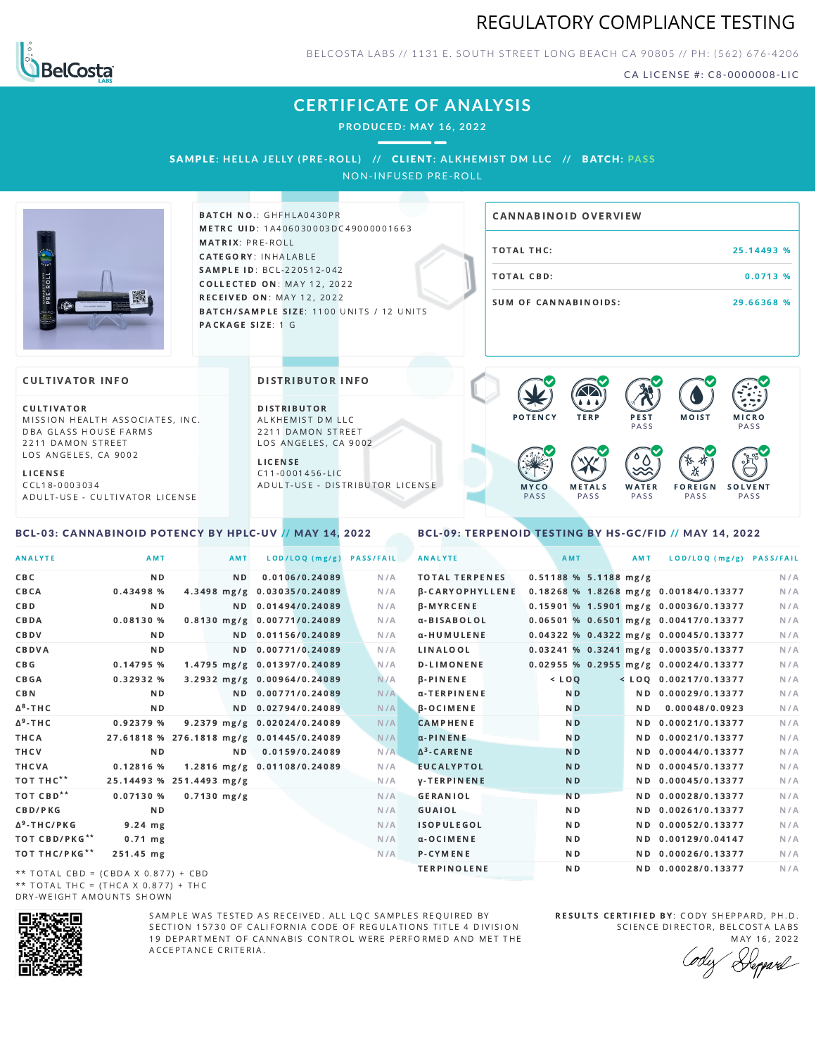# REGULATORY COMPLIANCE TESTING

BELCOSTA LABS // 1131 E. SOUTH STREET LONG BEACH CA 90805 // PH: (562) 676-4206

CA LICENSE #: C8-0000008-LIC

## CERTIFICATE OF ANALYSIS

**PRODUCED: MAY 16, 2022**

**SAMPLE:** HELLA JELLY (PRE-ROLL) // **CLIENT:** ALKHEMIST DM LLC // **BATCH:** PASS

NON-INFUSED PRE-ROLL

**BATCH NO.:** GHFHLA0430PR
**METRC UID:** 1A406030003DC49000001663
**MATRIX:** PRE-ROLL
**CATEGORY:** INHALABLE
**SAMPLE ID:** BCL-220512-042
**COLLECTED ON:** MAY 12, 2022
**RECEIVED ON:** MAY 12, 2022
**BATCH/SAMPLE SIZE:** 1100 UNITS / 12 UNITS
**PACKAGE SIZE:** 1 G

### CANNABINOID OVERVIEW

| | |
|---|---|
| TOTAL THC: | 25.14493 % |
| TOTAL CBD: | 0.0713 % |
| SUM OF CANNABINOIDS: | 29.66368 % |

### CULTIVATOR INFO

**CULTIVATOR**
MISSION HEALTH ASSOCIATES, INC.
DBA GLASS HOUSE FARMS
2211 DAMON STREET
LOS ANGELES, CA 9002

**LICENSE**
CCL18-0003034
ADULT-USE - CULTIVATOR LICENSE

### DISTRIBUTOR INFO

**DISTRIBUTOR**
ALKHEMIST DM LLC
2211 DAMON STREET
LOS ANGELES, CA 9002

**LICENSE**
C11-0001456-LIC
ADULT-USE - DISTRIBUTOR LICENSE

POTENCY | TERP | PEST PASS | MOIST | MICRO PASS | MYCO PASS | METALS PASS | WATER PASS | FOREIGN PASS | SOLVENT PASS

### BCL-03: CANNABINOID POTENCY BY HPLC-UV // MAY 14, 2022

| ANALYTE | AMT | AMT | LOD/LOQ (mg/g) | PASS/FAIL |
|---|---|---|---|---|
| CBC | ND | ND | 0.0106/0.24089 | N/A |
| CBCA | 0.43498 % | 4.3498 mg/g | 0.03035/0.24089 | N/A |
| CBD | ND | ND | 0.01494/0.24089 | N/A |
| CBDA | 0.08130 % | 0.8130 mg/g | 0.00771/0.24089 | N/A |
| CBDV | ND | ND | 0.01156/0.24089 | N/A |
| CBDVA | ND | ND | 0.00771/0.24089 | N/A |
| CBG | 0.14795 % | 1.4795 mg/g | 0.01397/0.24089 | N/A |
| CBGA | 0.32932 % | 3.2932 mg/g | 0.00964/0.24089 | N/A |
| CBN | ND | ND | 0.00771/0.24089 | N/A |
| Δ8-THC | ND | ND | 0.02794/0.24089 | N/A |
| Δ9-THC | 0.92379 % | 9.2379 mg/g | 0.02024/0.24089 | N/A |
| THCA | 27.61818 % | 276.1818 mg/g | 0.01445/0.24089 | N/A |
| THCV | ND | ND | 0.0159/0.24089 | N/A |
| THCVA | 0.12816 % | 1.2816 mg/g | 0.01108/0.24089 | N/A |
| TOT THC** | 25.14493 % | 251.4493 mg/g | | N/A |
| TOT CBD** | 0.07130 % | 0.7130 mg/g | | N/A |
| CBD/PKG | ND | | | N/A |
| Δ9-THC/PKG | 9.24 mg | | | N/A |
| TOT CBD/PKG** | 0.71 mg | | | N/A |
| TOT THC/PKG** | 251.45 mg | | | N/A |

** TOTAL CBD = (CBDA X 0.877) + CBD
** TOTAL THC = (THCA X 0.877) + THC
DRY-WEIGHT AMOUNTS SHOWN

### BCL-09: TERPENOID TESTING BY HS-GC/FID // MAY 14, 2022

| ANALYTE | AMT | AMT | LOD/LOQ (mg/g) | PASS/FAIL |
|---|---|---|---|---|
| TOTAL TERPENES | 0.51188 % | 5.1188 mg/g | | N/A |
| β-CARYOPHYLLENE | 0.18268 % | 1.8268 mg/g | 0.00184/0.13377 | N/A |
| β-MYRCENE | 0.15901 % | 1.5901 mg/g | 0.00036/0.13377 | N/A |
| α-BISABOLOL | 0.06501 % | 0.6501 mg/g | 0.00417/0.13377 | N/A |
| α-HUMULENE | 0.04322 % | 0.4322 mg/g | 0.00045/0.13377 | N/A |
| LINALOOL | 0.03241 % | 0.3241 mg/g | 0.00035/0.13377 | N/A |
| D-LIMONENE | 0.02955 % | 0.2955 mg/g | 0.00024/0.13377 | N/A |
| β-PINENE | < LOQ | < LOQ | 0.00217/0.13377 | N/A |
| α-TERPINENE | ND | ND | 0.00029/0.13377 | N/A |
| β-OCIMENE | ND | ND | 0.00048/0.0923 | N/A |
| CAMPHENE | ND | ND | 0.00021/0.13377 | N/A |
| α-PINENE | ND | ND | 0.00021/0.13377 | N/A |
| Δ3-CARENE | ND | ND | 0.00044/0.13377 | N/A |
| EUCALYPTOL | ND | ND | 0.00045/0.13377 | N/A |
| γ-TERPINENE | ND | ND | 0.00045/0.13377 | N/A |
| GERANIOL | ND | ND | 0.00028/0.13377 | N/A |
| GUAIOL | ND | ND | 0.00261/0.13377 | N/A |
| ISOPULEGOL | ND | ND | 0.00052/0.13377 | N/A |
| α-OCIMENE | ND | ND | 0.00129/0.04147 | N/A |
| P-CYMENE | ND | ND | 0.00026/0.13377 | N/A |
| TERPINOLENE | ND | ND | 0.00028/0.13377 | N/A |

SAMPLE WAS TESTED AS RECEIVED. ALL LQC SAMPLES REQUIRED BY SECTION 15730 OF CALIFORNIA CODE OF REGULATIONS TITLE 4 DIVISION 19 DEPARTMENT OF CANNABIS CONTROL WERE PERFORMED AND MET THE ACCEPTANCE CRITERIA.

**RESULTS CERTIFIED BY:** CODY SHEPPARD, PH.D.
SCIENCE DIRECTOR, BELCOSTA LABS
MAY 16, 2022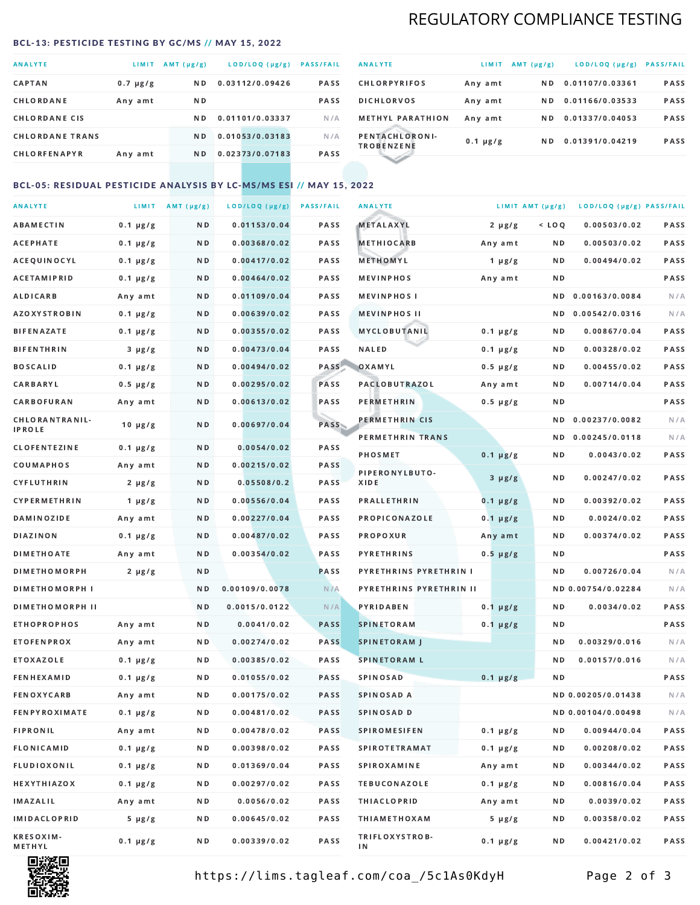# REGULATORY COMPLIANCE TESTING

## BCL-13: PESTICIDE TESTING BY GC/MS // MAY 15, 2022

| ANALYTE | LIMIT | AMT (μg/g) | LOD/LOQ (μg/g) | PASS/FAIL |
|---|---|---|---|---|
| CAPTAN | 0.7 μg/g | ND | 0.03112/0.09426 | PASS |
| CHLORDANE | Any amt | ND | | PASS |
| CHLORDANE CIS | | ND | 0.01101/0.03337 | N/A |
| CHLORDANE TRANS | | ND | 0.01053/0.03183 | N/A |
| CHLORFENAPYR | Any amt | ND | 0.02373/0.07183 | PASS |
| CHLORPYRIFOS | Any amt | ND | 0.01107/0.03361 | PASS |
| DICHLORVOS | Any amt | ND | 0.01166/0.03533 | PASS |
| METHYL PARATHION | Any amt | ND | 0.01337/0.04053 | PASS |
| PENTACHLORONITROBENZENE | 0.1 μg/g | ND | 0.01391/0.04219 | PASS |

## BCL-05: RESIDUAL PESTICIDE ANALYSIS BY LC-MS/MS ESI // MAY 15, 2022

| ANALYTE | LIMIT | AMT (μg/g) | LOD/LOQ (μg/g) | PASS/FAIL |
|---|---|---|---|---|
| ABAMECTIN | 0.1 μg/g | ND | 0.01153/0.04 | PASS |
| ACEPHATE | 0.1 μg/g | ND | 0.00368/0.02 | PASS |
| ACEQUINOCYL | 0.1 μg/g | ND | 0.00417/0.02 | PASS |
| ACETAMIPRID | 0.1 μg/g | ND | 0.00464/0.02 | PASS |
| ALDICARB | Any amt | ND | 0.01109/0.04 | PASS |
| AZOXYSTROBIN | 0.1 μg/g | ND | 0.00639/0.02 | PASS |
| BIFENAZATE | 0.1 μg/g | ND | 0.00355/0.02 | PASS |
| BIFENTHRIN | 3 μg/g | ND | 0.00473/0.04 | PASS |
| BOSCALID | 0.1 μg/g | ND | 0.00494/0.02 | PASS |
| CARBARYL | 0.5 μg/g | ND | 0.00295/0.02 | PASS |
| CARBOFURAN | Any amt | ND | 0.00613/0.02 | PASS |
| CHLORANTRANILIPROLE | 10 μg/g | ND | 0.00697/0.04 | PASS |
| CLOFENTEZINE | 0.1 μg/g | ND | 0.0054/0.02 | PASS |
| COUMAPHOS | Any amt | ND | 0.00215/0.02 | PASS |
| CYFLUTHRIN | 2 μg/g | ND | 0.05508/0.2 | PASS |
| CYPERMETHRIN | 1 μg/g | ND | 0.00556/0.04 | PASS |
| DAMINOZIDE | Any amt | ND | 0.00227/0.04 | PASS |
| DIAZINON | 0.1 μg/g | ND | 0.00487/0.02 | PASS |
| DIMETHOATE | Any amt | ND | 0.00354/0.02 | PASS |
| DIMETHOMORPH | 2 μg/g | ND | | PASS |
| DIMETHOMORPH I | | ND | 0.00109/0.0078 | N/A |
| DIMETHOMORPH II | | ND | 0.0015/0.0122 | N/A |
| ETHOPROPHOS | Any amt | ND | 0.0041/0.02 | PASS |
| ETOFENPROX | Any amt | ND | 0.00274/0.02 | PASS |
| ETOXAZOLE | 0.1 μg/g | ND | 0.00385/0.02 | PASS |
| FENHEXAMID | 0.1 μg/g | ND | 0.01055/0.02 | PASS |
| FENOXYCARB | Any amt | ND | 0.00175/0.02 | PASS |
| FENPYROXIMATE | 0.1 μg/g | ND | 0.00481/0.02 | PASS |
| FIPRONIL | Any amt | ND | 0.00478/0.02 | PASS |
| FLONICAMID | 0.1 μg/g | ND | 0.00398/0.02 | PASS |
| FLUDIOXONIL | 0.1 μg/g | ND | 0.01369/0.04 | PASS |
| HEXYTHIAZOX | 0.1 μg/g | ND | 0.00297/0.02 | PASS |
| IMAZALIL | Any amt | ND | 0.0056/0.02 | PASS |
| IMIDACLOPRID | 5 μg/g | ND | 0.00645/0.02 | PASS |
| KRESOXIM-METHYL | 0.1 μg/g | ND | 0.00339/0.02 | PASS |
| METALAXYL | 2 μg/g | < LOQ | 0.00503/0.02 | PASS |
| METHIOCARB | Any amt | ND | 0.00503/0.02 | PASS |
| METHOMYL | 1 μg/g | ND | 0.00494/0.02 | PASS |
| MEVINPHOS | Any amt | ND | | PASS |
| MEVINPHOS I | | ND | 0.00163/0.0084 | N/A |
| MEVINPHOS II | | ND | 0.00542/0.0316 | N/A |
| MYCLOBUTANIL | 0.1 μg/g | ND | 0.00867/0.04 | PASS |
| NALED | 0.1 μg/g | ND | 0.00328/0.02 | PASS |
| OXAMYL | 0.5 μg/g | ND | 0.00455/0.02 | PASS |
| PACLOBUTRAZOL | Any amt | ND | 0.00714/0.04 | PASS |
| PERMETHRIN | 0.5 μg/g | ND | | PASS |
| PERMETHRIN CIS | | ND | 0.00237/0.0082 | N/A |
| PERMETHRIN TRANS | | ND | 0.00245/0.0118 | N/A |
| PHOSMET | 0.1 μg/g | ND | 0.0043/0.02 | PASS |
| PIPERONYLBUTOXIDE | 3 μg/g | ND | 0.00247/0.02 | PASS |
| PRALLETHRIN | 0.1 μg/g | ND | 0.00392/0.02 | PASS |
| PROPICONAZOLE | 0.1 μg/g | ND | 0.0024/0.02 | PASS |
| PROPOXUR | Any amt | ND | 0.00374/0.02 | PASS |
| PYRETHRINS | 0.5 μg/g | ND | | PASS |
| PYRETHRINS PYRETHRIN I | | ND | 0.00726/0.04 | N/A |
| PYRETHRINS PYRETHRIN II | | ND | 0.00754/0.02284 | N/A |
| PYRIDABEN | 0.1 μg/g | ND | 0.0034/0.02 | PASS |
| SPINETORAM | 0.1 μg/g | ND | | PASS |
| SPINETORAM J | | ND | 0.00329/0.016 | N/A |
| SPINETORAM L | | ND | 0.00157/0.016 | N/A |
| SPINOSAD | 0.1 μg/g | ND | | PASS |
| SPINOSAD A | | ND | 0.00205/0.01438 | N/A |
| SPINOSAD D | | ND | 0.00104/0.00498 | N/A |
| SPIROMESIFEN | 0.1 μg/g | ND | 0.00944/0.04 | PASS |
| SPIROTETRAMAT | 0.1 μg/g | ND | 0.00208/0.02 | PASS |
| SPIROXAMINE | Any amt | ND | 0.00344/0.02 | PASS |
| TEBUCONAZOLE | 0.1 μg/g | ND | 0.00816/0.04 | PASS |
| THIACLOPRID | Any amt | ND | 0.0039/0.02 | PASS |
| THIAMETHOXAM | 5 μg/g | ND | 0.00358/0.02 | PASS |
| TRIFLOXYSTROBIN | 0.1 μg/g | ND | 0.00421/0.02 | PASS |

https://lims.tagleaf.com/coa_/5c1As0KdyH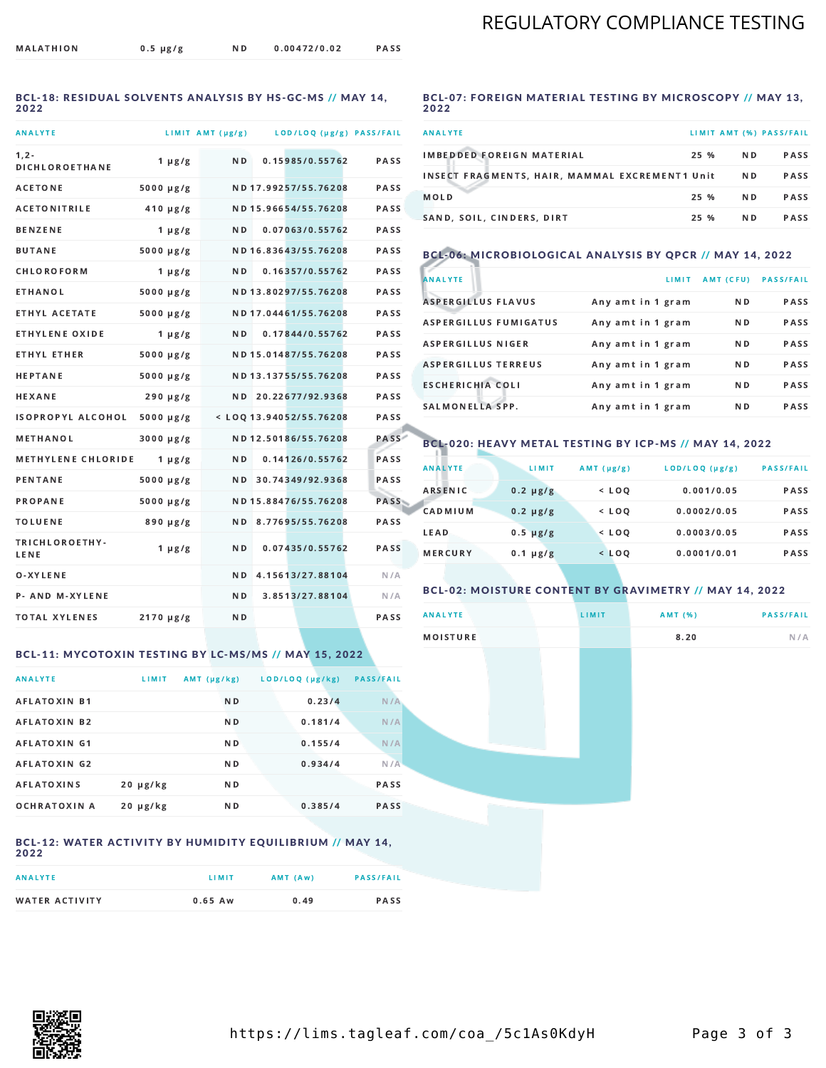# REGULATORY COMPLIANCE TESTING

| | | | | |
|---|---|---|---|---|
| MALATHION | 0.5 µg/g | ND | 0.00472/0.02 | PASS |

## BCL-18: RESIDUAL SOLVENTS ANALYSIS BY HS-GC-MS // MAY 14, 2022

| ANALYTE | LIMIT | AMT (µg/g) | LOD/LOQ (µg/g) | PASS/FAIL |
|---|---|---|---|---|
| 1,2-DICHLOROETHANE | 1 µg/g | ND | 0.15985/0.55762 | PASS |
| ACETONE | 5000 µg/g | ND | 17.99257/55.76208 | PASS |
| ACETONITRILE | 410 µg/g | ND | 15.96654/55.76208 | PASS |
| BENZENE | 1 µg/g | ND | 0.07063/0.55762 | PASS |
| BUTANE | 5000 µg/g | ND | 16.83643/55.76208 | PASS |
| CHLOROFORM | 1 µg/g | ND | 0.16357/0.55762 | PASS |
| ETHANOL | 5000 µg/g | ND | 13.80297/55.76208 | PASS |
| ETHYL ACETATE | 5000 µg/g | ND | 17.04461/55.76208 | PASS |
| ETHYLENE OXIDE | 1 µg/g | ND | 0.17844/0.55762 | PASS |
| ETHYL ETHER | 5000 µg/g | ND | 15.01487/55.76208 | PASS |
| HEPTANE | 5000 µg/g | ND | 13.13755/55.76208 | PASS |
| HEXANE | 290 µg/g | ND | 20.22677/92.9368 | PASS |
| ISOPROPYL ALCOHOL | 5000 µg/g | < LOQ | 13.94052/55.76208 | PASS |
| METHANOL | 3000 µg/g | ND | 12.50186/55.76208 | PASS |
| METHYLENE CHLORIDE | 1 µg/g | ND | 0.14126/0.55762 | PASS |
| PENTANE | 5000 µg/g | ND | 30.74349/92.9368 | PASS |
| PROPANE | 5000 µg/g | ND | 15.88476/55.76208 | PASS |
| TOLUENE | 890 µg/g | ND | 8.77695/55.76208 | PASS |
| TRICHLOROETHYLENE | 1 µg/g | ND | 0.07435/0.55762 | PASS |
| O-XYLENE | | ND | 4.15613/27.88104 | N/A |
| P- AND M-XYLENE | | ND | 3.8513/27.88104 | N/A |
| TOTAL XYLENES | 2170 µg/g | ND | | PASS |

## BCL-11: MYCOTOXIN TESTING BY LC-MS/MS // MAY 15, 2022

| ANALYTE | LIMIT | AMT (µg/kg) | LOD/LOQ (µg/kg) | PASS/FAIL |
|---|---|---|---|---|
| AFLATOXIN B1 | | ND | 0.23/4 | N/A |
| AFLATOXIN B2 | | ND | 0.181/4 | N/A |
| AFLATOXIN G1 | | ND | 0.155/4 | N/A |
| AFLATOXIN G2 | | ND | 0.934/4 | N/A |
| AFLATOXINS | 20 µg/kg | ND | | PASS |
| OCHRATOXIN A | 20 µg/kg | ND | 0.385/4 | PASS |

## BCL-12: WATER ACTIVITY BY HUMIDITY EQUILIBRIUM // MAY 14, 2022

| ANALYTE | LIMIT | AMT (Aw) | PASS/FAIL |
|---|---|---|---|
| WATER ACTIVITY | 0.65 Aw | 0.49 | PASS |

## BCL-07: FOREIGN MATERIAL TESTING BY MICROSCOPY // MAY 13, 2022

| ANALYTE | LIMIT | AMT (%) | PASS/FAIL |
|---|---|---|---|
| IMBEDDED FOREIGN MATERIAL | 25 % | ND | PASS |
| INSECT FRAGMENTS, HAIR, MAMMAL EXCREMENT | 1 Unit | ND | PASS |
| MOLD | 25 % | ND | PASS |
| SAND, SOIL, CINDERS, DIRT | 25 % | ND | PASS |

## BCL-06: MICROBIOLOGICAL ANALYSIS BY QPCR // MAY 14, 2022

| ANALYTE | LIMIT | AMT (CFU) | PASS/FAIL |
|---|---|---|---|
| ASPERGILLUS FLAVUS | Any amt in 1 gram | ND | PASS |
| ASPERGILLUS FUMIGATUS | Any amt in 1 gram | ND | PASS |
| ASPERGILLUS NIGER | Any amt in 1 gram | ND | PASS |
| ASPERGILLUS TERREUS | Any amt in 1 gram | ND | PASS |
| ESCHERICHIA COLI | Any amt in 1 gram | ND | PASS |
| SALMONELLA SPP. | Any amt in 1 gram | ND | PASS |

## BCL-020: HEAVY METAL TESTING BY ICP-MS // MAY 14, 2022

| ANALYTE | LIMIT | AMT (µg/g) | LOD/LOQ (µg/g) | PASS/FAIL |
|---|---|---|---|---|
| ARSENIC | 0.2 µg/g | < LOQ | 0.001/0.05 | PASS |
| CADMIUM | 0.2 µg/g | < LOQ | 0.0002/0.05 | PASS |
| LEAD | 0.5 µg/g | < LOQ | 0.0003/0.05 | PASS |
| MERCURY | 0.1 µg/g | < LOQ | 0.0001/0.01 | PASS |

## BCL-02: MOISTURE CONTENT BY GRAVIMETRY // MAY 14, 2022

| ANALYTE | LIMIT | AMT (%) | PASS/FAIL |
|---|---|---|---|
| MOISTURE | | 8.20 | N/A |

https://lims.tagleaf.com/coa_/5c1As0KdyH